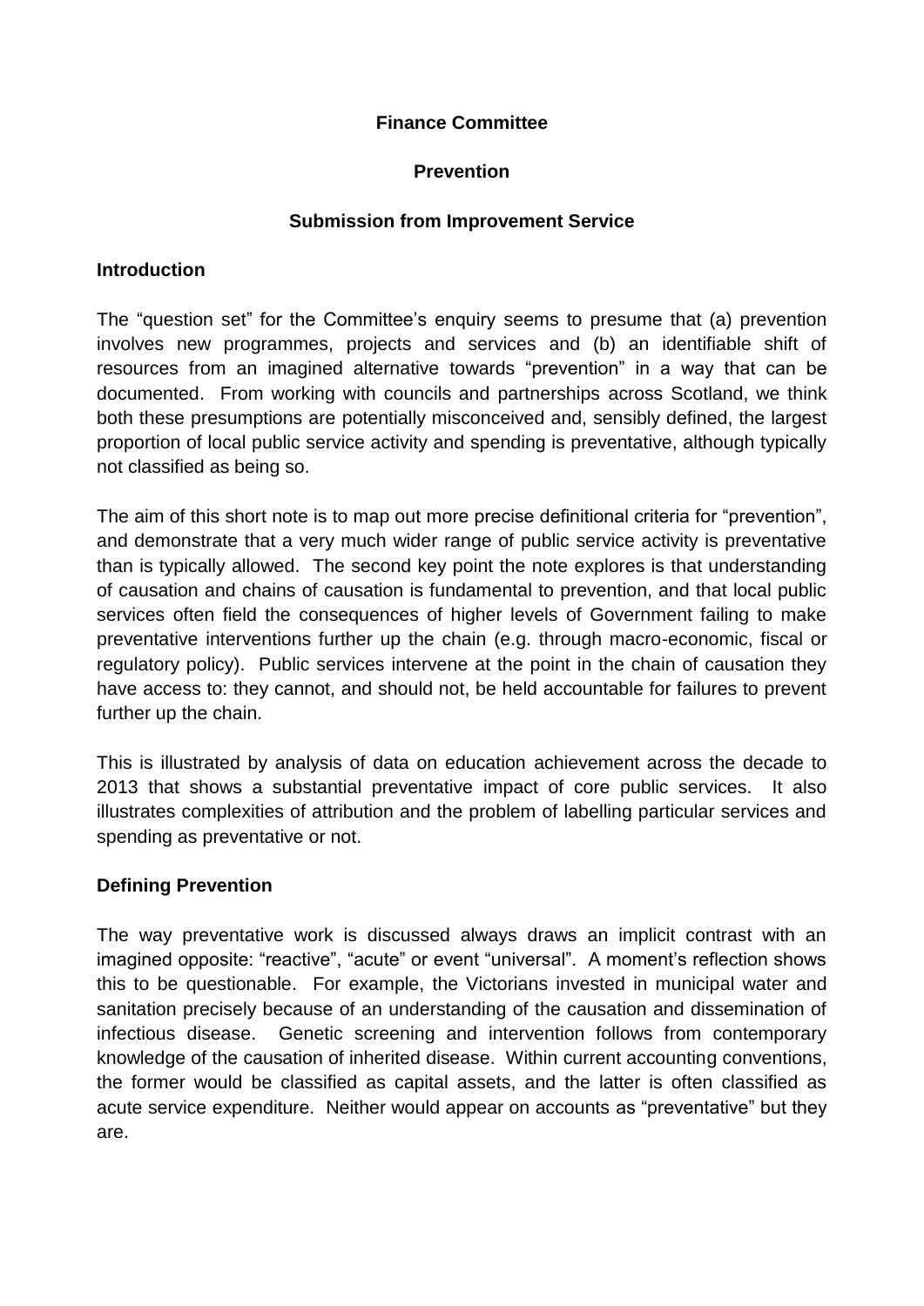**Finance Committee**

**Prevention**

**Submission from Improvement Service**

## Introduction

The "question set" for the Committee's enquiry seems to presume that (a) prevention involves new programmes, projects and services and (b) an identifiable shift of resources from an imagined alternative towards "prevention" in a way that can be documented. From working with councils and partnerships across Scotland, we think both these presumptions are potentially misconceived and, sensibly defined, the largest proportion of local public service activity and spending is preventative, although typically not classified as being so.

The aim of this short note is to map out more precise definitional criteria for "prevention", and demonstrate that a very much wider range of public service activity is preventative than is typically allowed. The second key point the note explores is that understanding of causation and chains of causation is fundamental to prevention, and that local public services often field the consequences of higher levels of Government failing to make preventative interventions further up the chain (e.g. through macro-economic, fiscal or regulatory policy). Public services intervene at the point in the chain of causation they have access to: they cannot, and should not, be held accountable for failures to prevent further up the chain.

This is illustrated by analysis of data on education achievement across the decade to 2013 that shows a substantial preventative impact of core public services. It also illustrates complexities of attribution and the problem of labelling particular services and spending as preventative or not.

## Defining Prevention

The way preventative work is discussed always draws an implicit contrast with an imagined opposite: "reactive", "acute" or event "universal". A moment's reflection shows this to be questionable. For example, the Victorians invested in municipal water and sanitation precisely because of an understanding of the causation and dissemination of infectious disease. Genetic screening and intervention follows from contemporary knowledge of the causation of inherited disease. Within current accounting conventions, the former would be classified as capital assets, and the latter is often classified as acute service expenditure. Neither would appear on accounts as "preventative" but they are.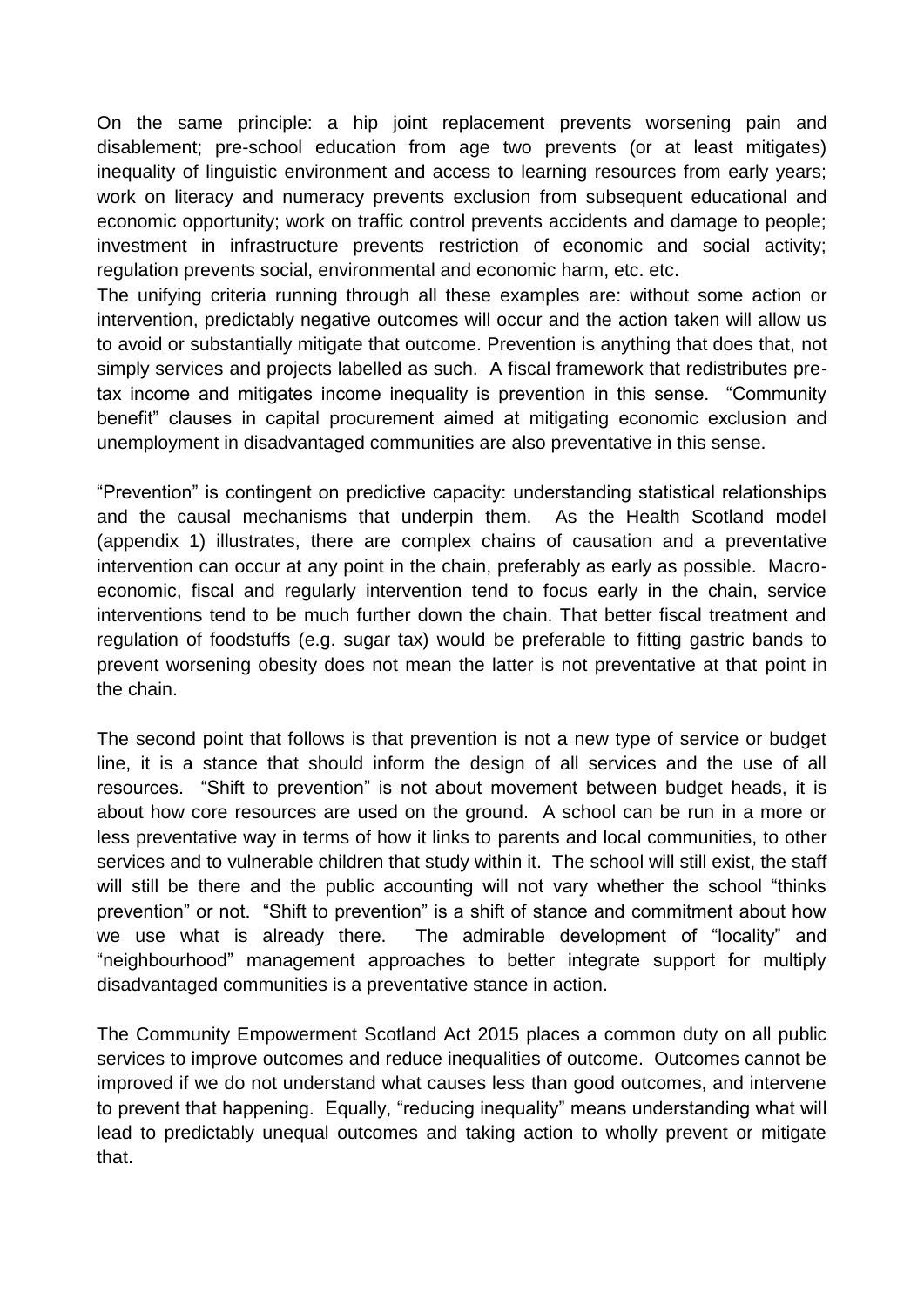On the same principle: a hip joint replacement prevents worsening pain and disablement; pre-school education from age two prevents (or at least mitigates) inequality of linguistic environment and access to learning resources from early years; work on literacy and numeracy prevents exclusion from subsequent educational and economic opportunity; work on traffic control prevents accidents and damage to people; investment in infrastructure prevents restriction of economic and social activity; regulation prevents social, environmental and economic harm, etc. etc.

The unifying criteria running through all these examples are: without some action or intervention, predictably negative outcomes will occur and the action taken will allow us to avoid or substantially mitigate that outcome. Prevention is anything that does that, not simply services and projects labelled as such. A fiscal framework that redistributes pre-tax income and mitigates income inequality is prevention in this sense. "Community benefit" clauses in capital procurement aimed at mitigating economic exclusion and unemployment in disadvantaged communities are also preventative in this sense.

"Prevention" is contingent on predictive capacity: understanding statistical relationships and the causal mechanisms that underpin them. As the Health Scotland model (appendix 1) illustrates, there are complex chains of causation and a preventative intervention can occur at any point in the chain, preferably as early as possible. Macro-economic, fiscal and regularly intervention tend to focus early in the chain, service interventions tend to be much further down the chain. That better fiscal treatment and regulation of foodstuffs (e.g. sugar tax) would be preferable to fitting gastric bands to prevent worsening obesity does not mean the latter is not preventative at that point in the chain.

The second point that follows is that prevention is not a new type of service or budget line, it is a stance that should inform the design of all services and the use of all resources. "Shift to prevention" is not about movement between budget heads, it is about how core resources are used on the ground. A school can be run in a more or less preventative way in terms of how it links to parents and local communities, to other services and to vulnerable children that study within it. The school will still exist, the staff will still be there and the public accounting will not vary whether the school "thinks prevention" or not. "Shift to prevention" is a shift of stance and commitment about how we use what is already there. The admirable development of "locality" and "neighbourhood" management approaches to better integrate support for multiply disadvantaged communities is a preventative stance in action.

The Community Empowerment Scotland Act 2015 places a common duty on all public services to improve outcomes and reduce inequalities of outcome. Outcomes cannot be improved if we do not understand what causes less than good outcomes, and intervene to prevent that happening. Equally, "reducing inequality" means understanding what will lead to predictably unequal outcomes and taking action to wholly prevent or mitigate that.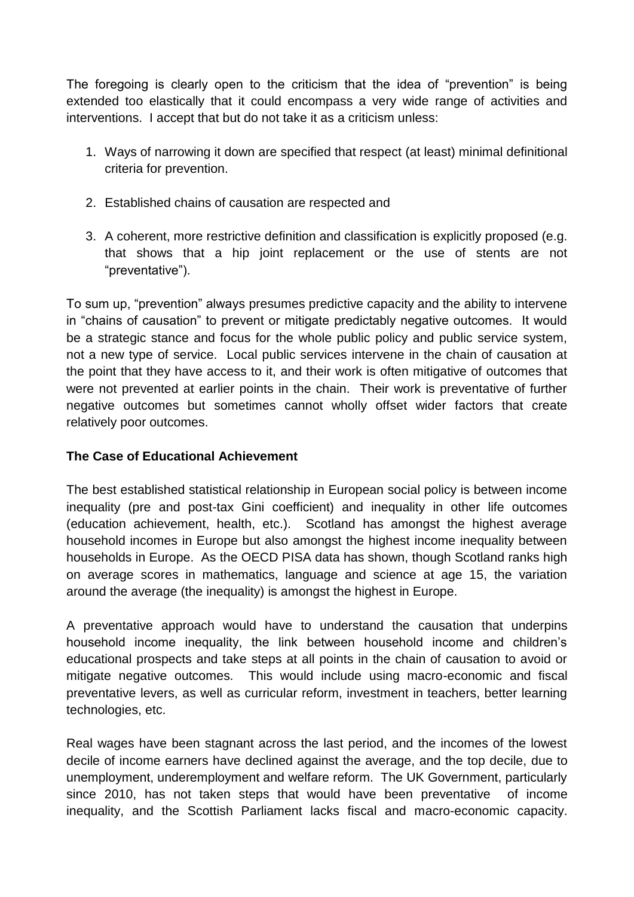The foregoing is clearly open to the criticism that the idea of "prevention" is being extended too elastically that it could encompass a very wide range of activities and interventions. I accept that but do not take it as a criticism unless:

1. Ways of narrowing it down are specified that respect (at least) minimal definitional criteria for prevention.

2. Established chains of causation are respected and

3. A coherent, more restrictive definition and classification is explicitly proposed (e.g. that shows that a hip joint replacement or the use of stents are not "preventative").

To sum up, "prevention" always presumes predictive capacity and the ability to intervene in "chains of causation" to prevent or mitigate predictably negative outcomes. It would be a strategic stance and focus for the whole public policy and public service system, not a new type of service. Local public services intervene in the chain of causation at the point that they have access to it, and their work is often mitigative of outcomes that were not prevented at earlier points in the chain. Their work is preventative of further negative outcomes but sometimes cannot wholly offset wider factors that create relatively poor outcomes.

**The Case of Educational Achievement**

The best established statistical relationship in European social policy is between income inequality (pre and post-tax Gini coefficient) and inequality in other life outcomes (education achievement, health, etc.). Scotland has amongst the highest average household incomes in Europe but also amongst the highest income inequality between households in Europe. As the OECD PISA data has shown, though Scotland ranks high on average scores in mathematics, language and science at age 15, the variation around the average (the inequality) is amongst the highest in Europe.

A preventative approach would have to understand the causation that underpins household income inequality, the link between household income and children's educational prospects and take steps at all points in the chain of causation to avoid or mitigate negative outcomes. This would include using macro-economic and fiscal preventative levers, as well as curricular reform, investment in teachers, better learning technologies, etc.

Real wages have been stagnant across the last period, and the incomes of the lowest decile of income earners have declined against the average, and the top decile, due to unemployment, underemployment and welfare reform. The UK Government, particularly since 2010, has not taken steps that would have been preventative of income inequality, and the Scottish Parliament lacks fiscal and macro-economic capacity.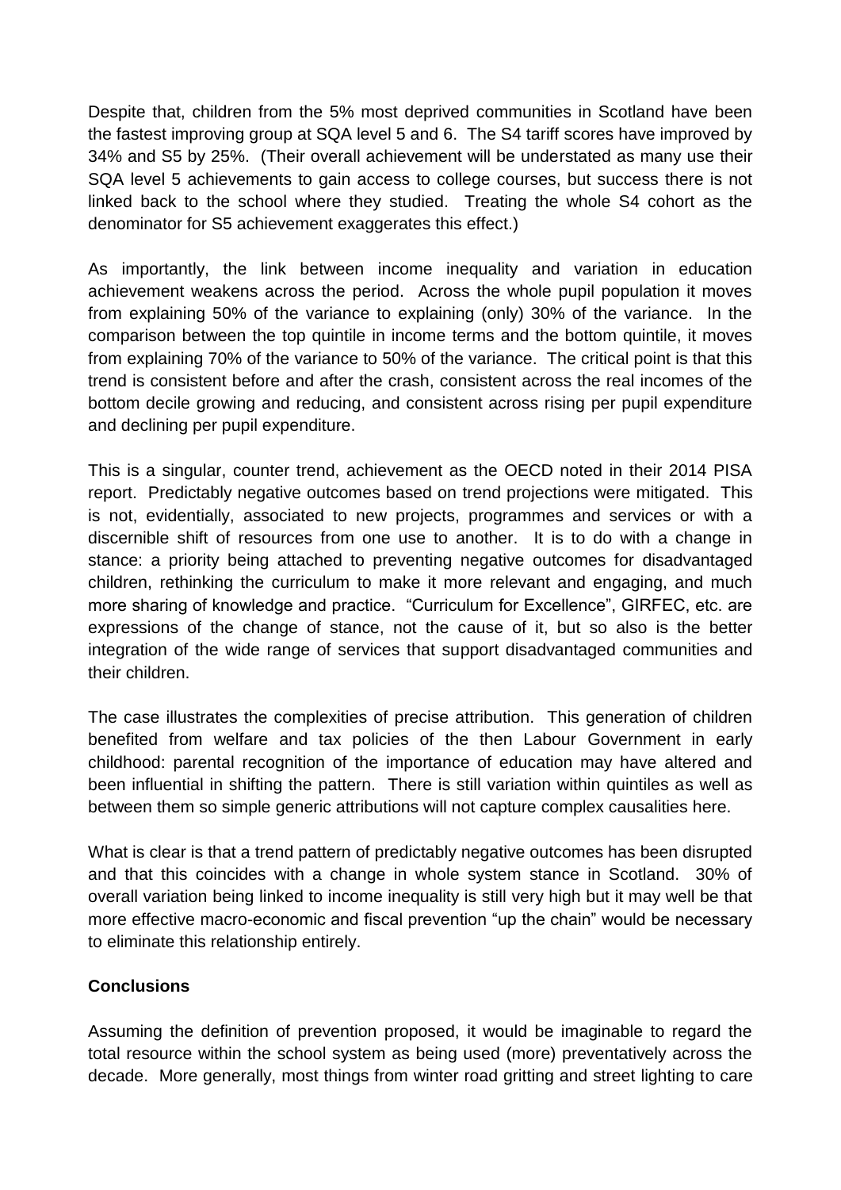Despite that, children from the 5% most deprived communities in Scotland have been the fastest improving group at SQA level 5 and 6. The S4 tariff scores have improved by 34% and S5 by 25%. (Their overall achievement will be understated as many use their SQA level 5 achievements to gain access to college courses, but success there is not linked back to the school where they studied. Treating the whole S4 cohort as the denominator for S5 achievement exaggerates this effect.)

As importantly, the link between income inequality and variation in education achievement weakens across the period. Across the whole pupil population it moves from explaining 50% of the variance to explaining (only) 30% of the variance. In the comparison between the top quintile in income terms and the bottom quintile, it moves from explaining 70% of the variance to 50% of the variance. The critical point is that this trend is consistent before and after the crash, consistent across the real incomes of the bottom decile growing and reducing, and consistent across rising per pupil expenditure and declining per pupil expenditure.

This is a singular, counter trend, achievement as the OECD noted in their 2014 PISA report. Predictably negative outcomes based on trend projections were mitigated. This is not, evidentially, associated to new projects, programmes and services or with a discernible shift of resources from one use to another. It is to do with a change in stance: a priority being attached to preventing negative outcomes for disadvantaged children, rethinking the curriculum to make it more relevant and engaging, and much more sharing of knowledge and practice. "Curriculum for Excellence", GIRFEC, etc. are expressions of the change of stance, not the cause of it, but so also is the better integration of the wide range of services that support disadvantaged communities and their children.

The case illustrates the complexities of precise attribution. This generation of children benefited from welfare and tax policies of the then Labour Government in early childhood: parental recognition of the importance of education may have altered and been influential in shifting the pattern. There is still variation within quintiles as well as between them so simple generic attributions will not capture complex causalities here.

What is clear is that a trend pattern of predictably negative outcomes has been disrupted and that this coincides with a change in whole system stance in Scotland. 30% of overall variation being linked to income inequality is still very high but it may well be that more effective macro-economic and fiscal prevention "up the chain" would be necessary to eliminate this relationship entirely.

**Conclusions**

Assuming the definition of prevention proposed, it would be imaginable to regard the total resource within the school system as being used (more) preventatively across the decade. More generally, most things from winter road gritting and street lighting to care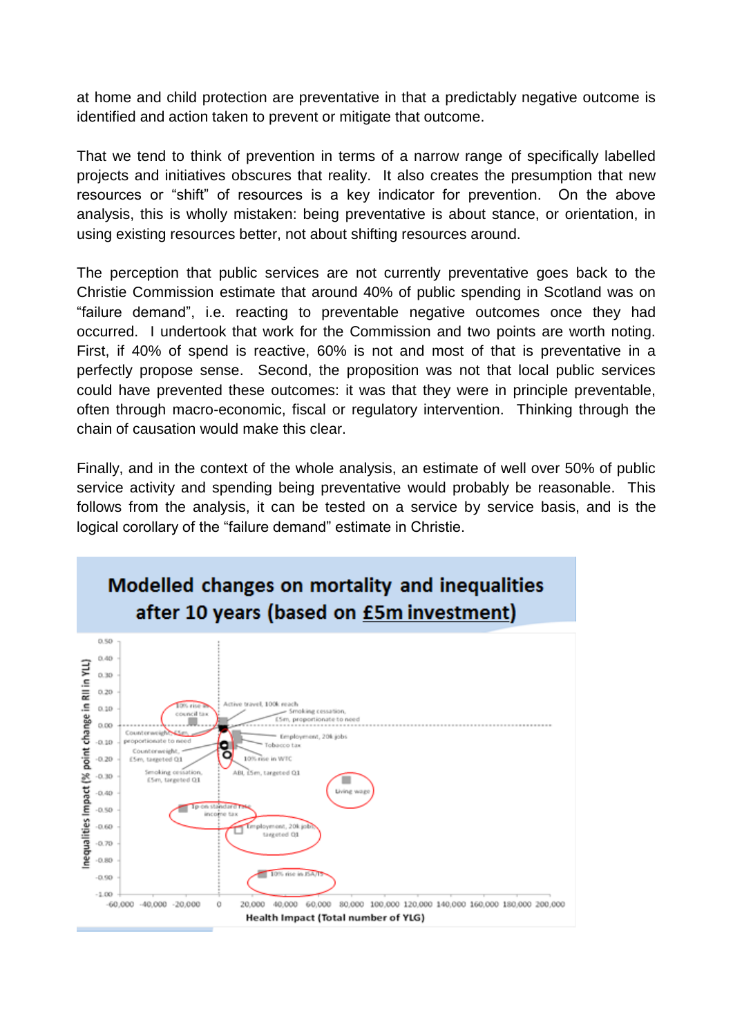at home and child protection are preventative in that a predictably negative outcome is identified and action taken to prevent or mitigate that outcome.

That we tend to think of prevention in terms of a narrow range of specifically labelled projects and initiatives obscures that reality. It also creates the presumption that new resources or “shift” of resources is a key indicator for prevention. On the above analysis, this is wholly mistaken: being preventative is about stance, or orientation, in using existing resources better, not about shifting resources around.

The perception that public services are not currently preventative goes back to the Christie Commission estimate that around 40% of public spending in Scotland was on “failure demand”, i.e. reacting to preventable negative outcomes once they had occurred. I undertook that work for the Commission and two points are worth noting. First, if 40% of spend is reactive, 60% is not and most of that is preventative in a perfectly propose sense. Second, the proposition was not that local public services could have prevented these outcomes: it was that they were in principle preventable, often through macro-economic, fiscal or regulatory intervention. Thinking through the chain of causation would make this clear.

Finally, and in the context of the whole analysis, an estimate of well over 50% of public service activity and spending being preventative would probably be reasonable. This follows from the analysis, it can be tested on a service by service basis, and is the logical corollary of the “failure demand” estimate in Christie.

Modelled changes on mortality and inequalities after 10 years (based on £5m investment)

Inequalities Impact (% point change in RII in YLL)

0.50
0.40
0.30
0.20
0.10
0.00
-0.10
-0.20
-0.30
-0.40
-0.50
-0.60
-0.70
-0.80
-0.90
-1.00

-60,000 -40,000 -20,000 0 20,000 40,000 60,000 80,000 100,000 120,000 140,000 160,000 180,000 200,000

Health Impact (Total number of YLG)

10% rise in council tax

Active travel, 100k reach

Smoking cessation, £5m, proportionate to need

Counterweight, £5m, proportionate to need

Employment, 20k jobs

Tobacco tax

Counterweight, £5m, targeted Q1

10% rise in WTC

Smoking cessation, £5m, targeted Q1

ABI, £5m, targeted Q1

Living wage

1p on standard rate income tax

Employment, 20k jobs, targeted Q1

10% rise in JSA/IS